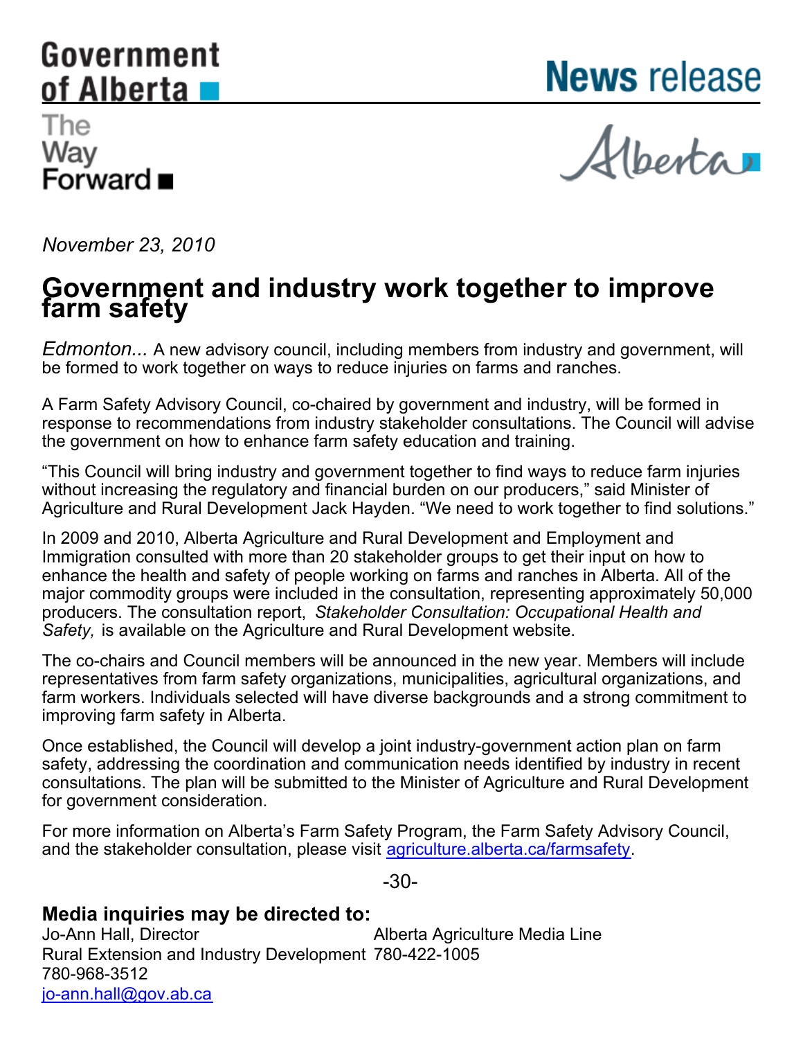Government of Alberta

The Way Forward

**News release**

Alberta

*November 23, 2010*

# Government and industry work together to improve farm safety

*Edmonton...* A new advisory council, including members from industry and government, will be formed to work together on ways to reduce injuries on farms and ranches.

A Farm Safety Advisory Council, co-chaired by government and industry, will be formed in response to recommendations from industry stakeholder consultations. The Council will advise the government on how to enhance farm safety education and training.

"This Council will bring industry and government together to find ways to reduce farm injuries without increasing the regulatory and financial burden on our producers," said Minister of Agriculture and Rural Development Jack Hayden. "We need to work together to find solutions."

In 2009 and 2010, Alberta Agriculture and Rural Development and Employment and Immigration consulted with more than 20 stakeholder groups to get their input on how to enhance the health and safety of people working on farms and ranches in Alberta. All of the major commodity groups were included in the consultation, representing approximately 50,000 producers. The consultation report, *Stakeholder Consultation: Occupational Health and Safety,* is available on the Agriculture and Rural Development website.

The co-chairs and Council members will be announced in the new year. Members will include representatives from farm safety organizations, municipalities, agricultural organizations, and farm workers. Individuals selected will have diverse backgrounds and a strong commitment to improving farm safety in Alberta.

Once established, the Council will develop a joint industry-government action plan on farm safety, addressing the coordination and communication needs identified by industry in recent consultations. The plan will be submitted to the Minister of Agriculture and Rural Development for government consideration.

For more information on Alberta's Farm Safety Program, the Farm Safety Advisory Council, and the stakeholder consultation, please visit agriculture.alberta.ca/farmsafety.

-30-

**Media inquiries may be directed to:**

Jo-Ann Hall, Director
Rural Extension and Industry Development
780-968-3512
jo-ann.hall@gov.ab.ca

Alberta Agriculture Media Line
780-422-1005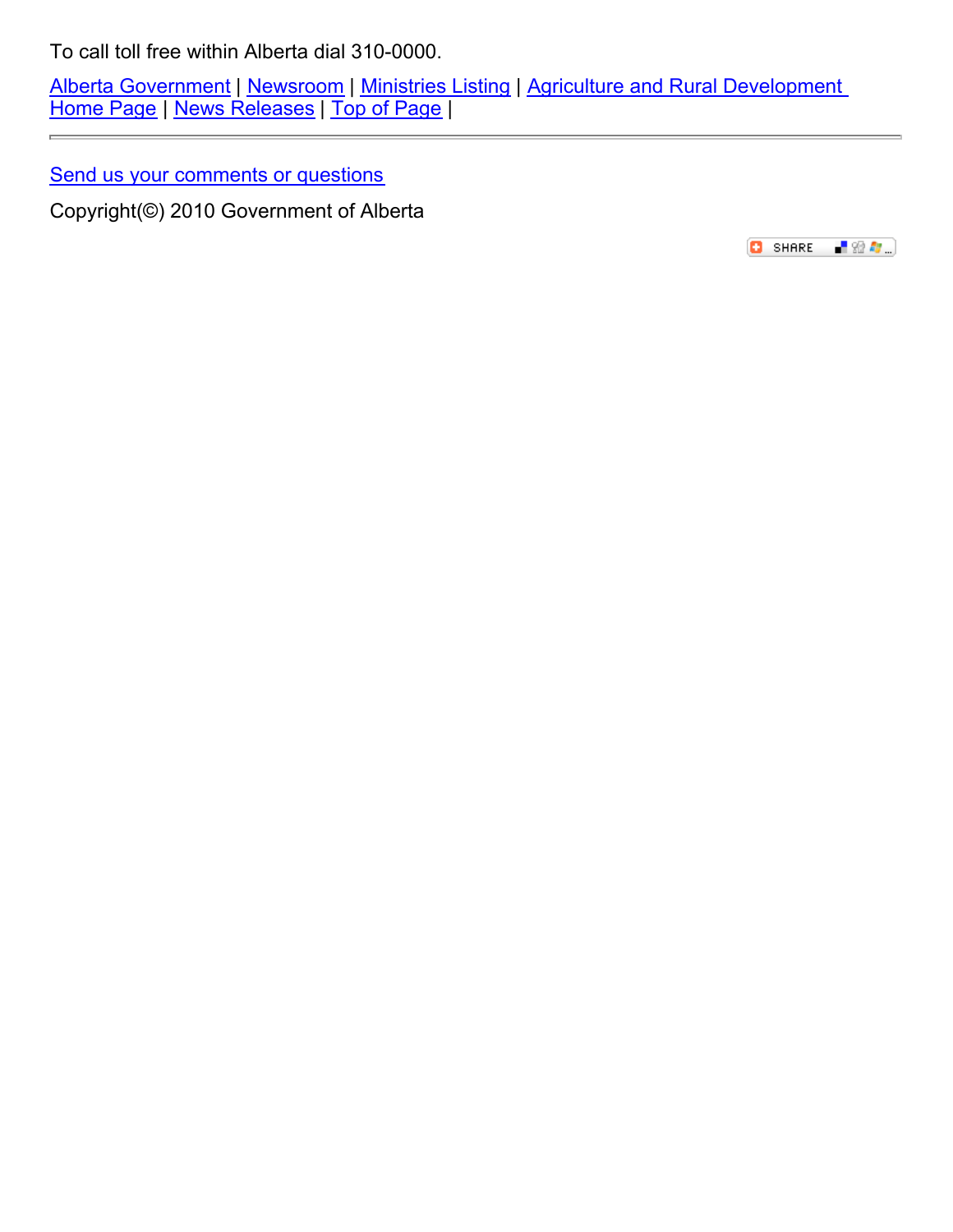To call toll free within Alberta dial 310-0000.

Alberta Government | Newsroom | Ministries Listing | Agriculture and Rural Development Home Page | News Releases | Top of Page |

---

Send us your comments or questions

Copyright(©) 2010 Government of Alberta